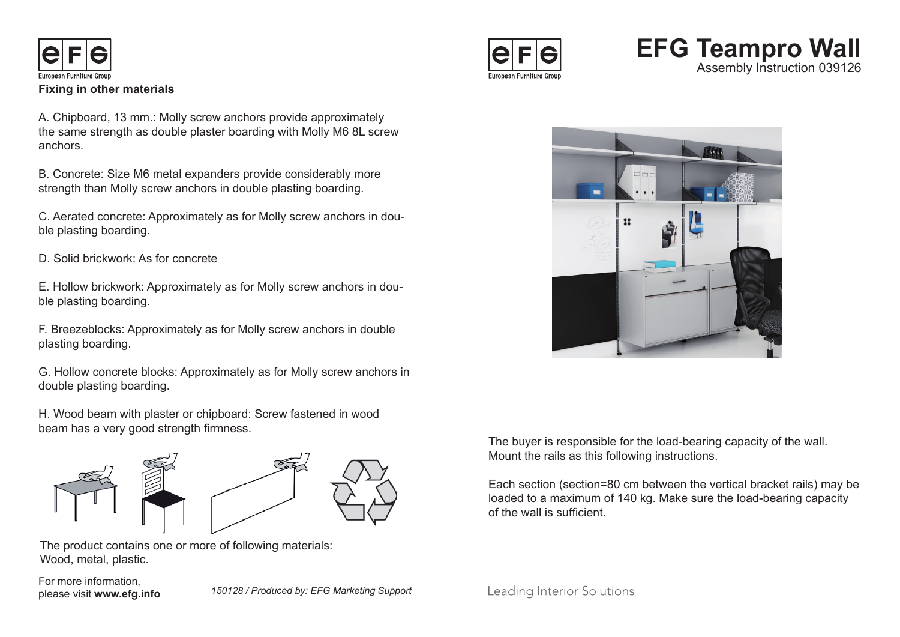## Fixing in other materials

A. Chipboard, 13 mm.: Molly screw anchors provide approximately the same strength as double plaster boarding with Molly M6 8L screw anchors.

B. Concrete: Size M6 metal expanders provide considerably more strength than Molly screw anchors in double plasting boarding.

C. Aerated concrete: Approximately as for Molly screw anchors in double plasting boarding.

D. Solid brickwork: As for concrete

E. Hollow brickwork: Approximately as for Molly screw anchors in double plasting boarding.

F. Breezeblocks: Approximately as for Molly screw anchors in double plasting boarding.

G. Hollow concrete blocks: Approximately as for Molly screw anchors in double plasting boarding.

H. Wood beam with plaster or chipboard: Screw fastened in wood beam has a very good strength firmness.

The product contains one or more of following materials:
Wood, metal, plastic.

For more information,
please visit **www.efg.info**

*150128 / Produced by: EFG Marketing Support*

# EFG Teampro Wall

Assembly Instruction 039126

The buyer is responsible for the load-bearing capacity of the wall. Mount the rails as this following instructions.

Each section (section=80 cm between the vertical bracket rails) may be loaded to a maximum of 140 kg. Make sure the load-bearing capacity of the wall is sufficient.

Leading Interior Solutions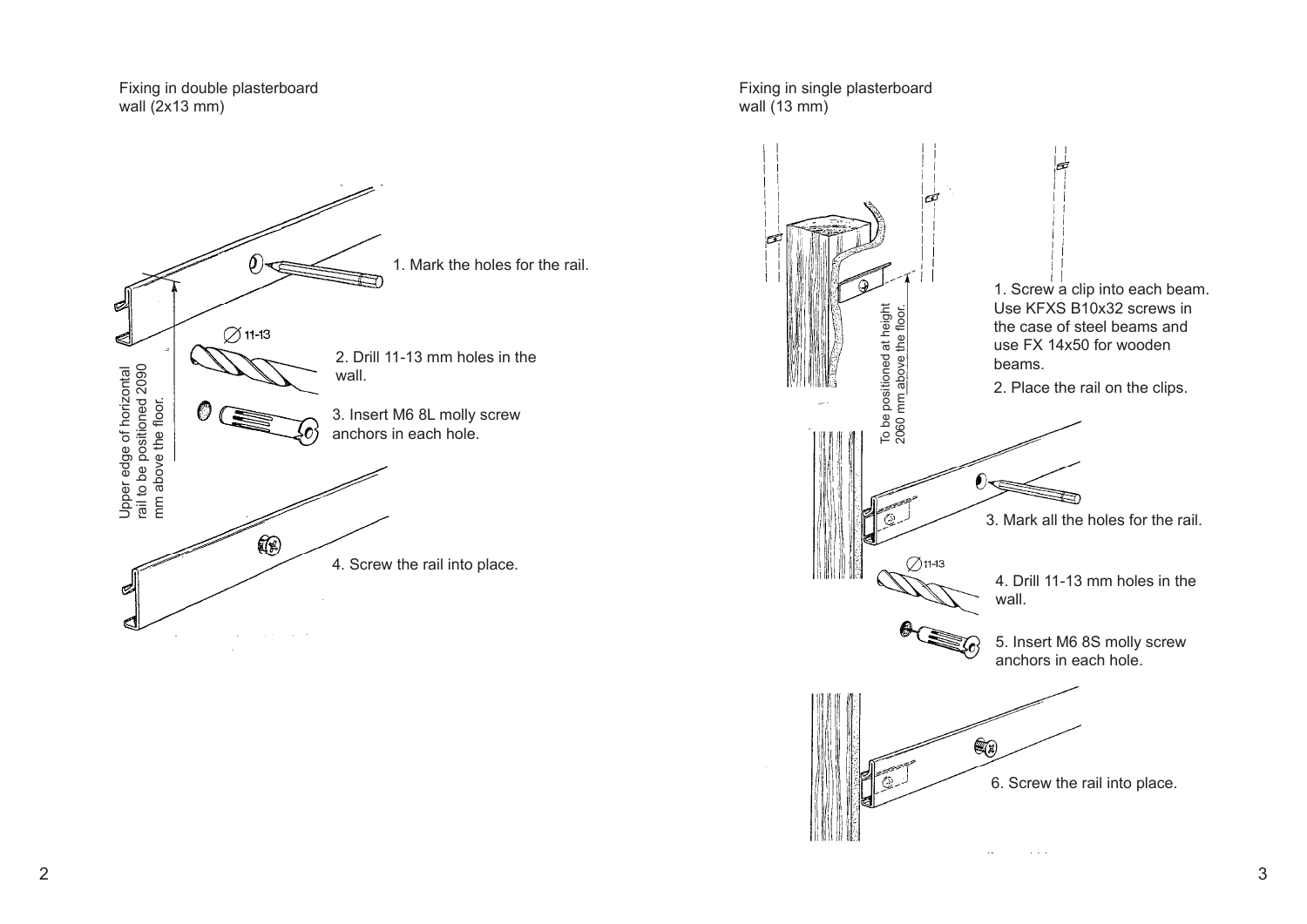Fixing in double plasterboard wall (2x13 mm)

Upper edge of horizontal rail to be positioned 2090 mm above the floor.

1. Mark the holes for the rail.

∅ 11-13

2. Drill 11-13 mm holes in the wall.

3. Insert M6 8L molly screw anchors in each hole.

4. Screw the rail into place.

Fixing in single plasterboard wall (13 mm)

To be positioned at height 2060 mm above the floor.

1. Screw a clip into each beam. Use KFXS B10x32 screws in the case of steel beams and use FX 14x50 for wooden beams.

2. Place the rail on the clips.

3. Mark all the holes for the rail.

∅ 11-13

4. Drill 11-13 mm holes in the wall.

5. Insert M6 8S molly screw anchors in each hole.

6. Screw the rail into place.